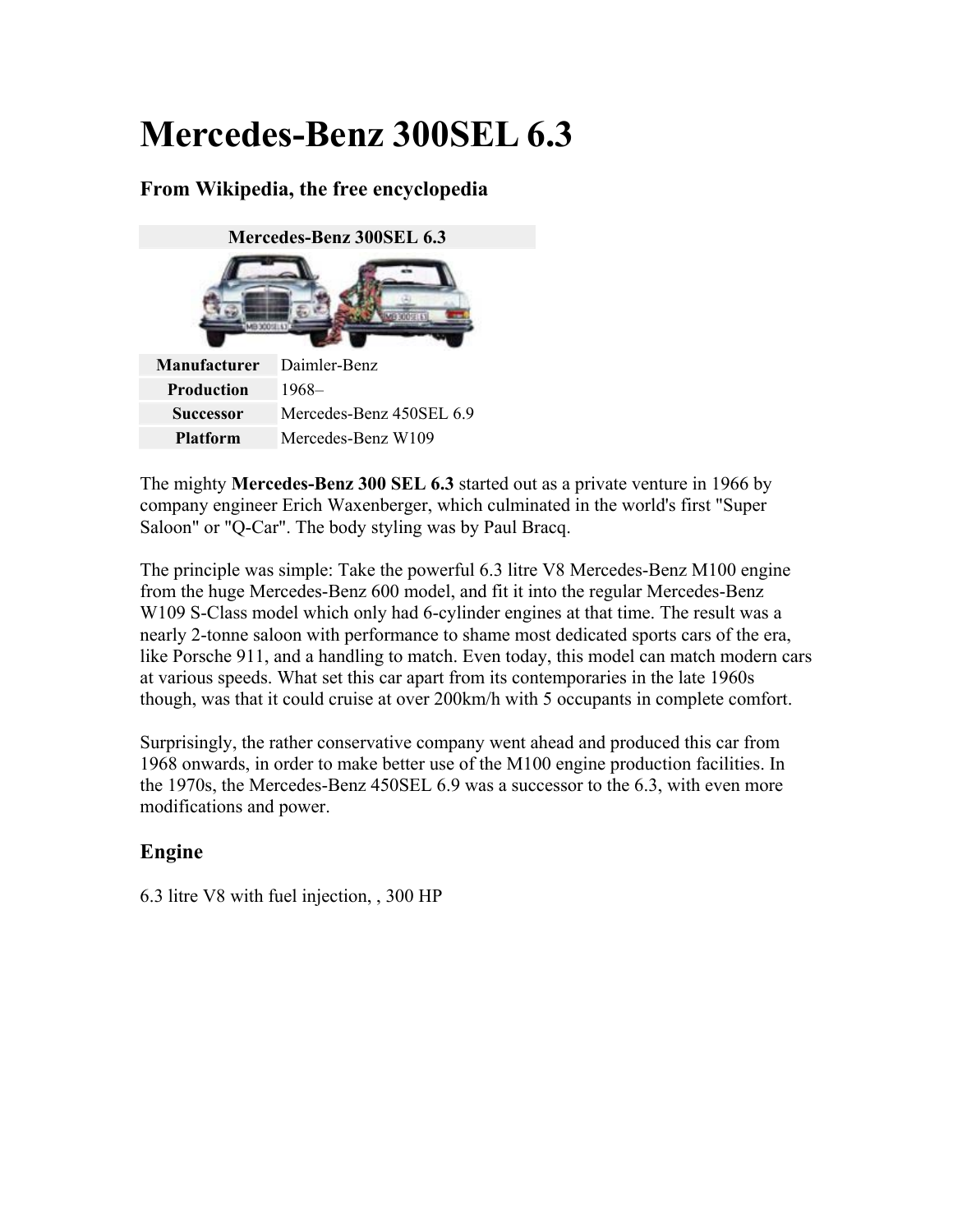# Mercedes-Benz 300SEL 6.3

### From Wikipedia, the free encyclopedia

| Mercedes-Benz 300SEL 6.3 | |
|---|---|
| **Manufacturer** | Daimler-Benz |
| **Production** | 1968– |
| **Successor** | Mercedes-Benz 450SEL 6.9 |
| **Platform** | Mercedes-Benz W109 |

The mighty **Mercedes-Benz 300 SEL 6.3** started out as a private venture in 1966 by company engineer Erich Waxenberger, which culminated in the world's first "Super Saloon" or "Q-Car". The body styling was by Paul Bracq.

The principle was simple: Take the powerful 6.3 litre V8 Mercedes-Benz M100 engine from the huge Mercedes-Benz 600 model, and fit it into the regular Mercedes-Benz W109 S-Class model which only had 6-cylinder engines at that time. The result was a nearly 2-tonne saloon with performance to shame most dedicated sports cars of the era, like Porsche 911, and a handling to match. Even today, this model can match modern cars at various speeds. What set this car apart from its contemporaries in the late 1960s though, was that it could cruise at over 200km/h with 5 occupants in complete comfort.

Surprisingly, the rather conservative company went ahead and produced this car from 1968 onwards, in order to make better use of the M100 engine production facilities. In the 1970s, the Mercedes-Benz 450SEL 6.9 was a successor to the 6.3, with even more modifications and power.

## Engine

6.3 litre V8 with fuel injection, , 300 HP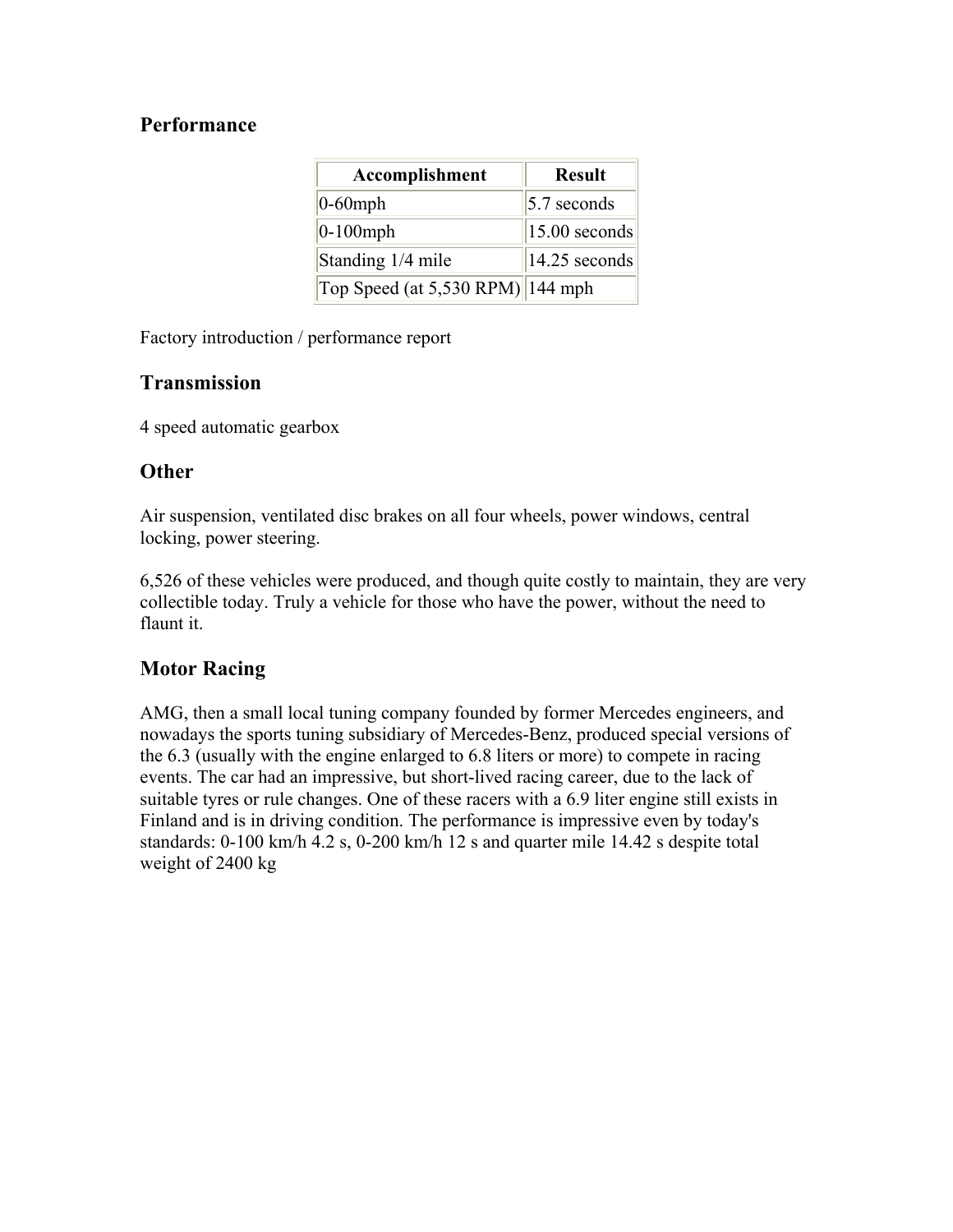## Performance

| Accomplishment | Result |
| --- | --- |
| 0-60mph | 5.7 seconds |
| 0-100mph | 15.00 seconds |
| Standing 1/4 mile | 14.25 seconds |
| Top Speed (at 5,530 RPM) | 144 mph |

Factory introduction / performance report

## Transmission

4 speed automatic gearbox

## Other

Air suspension, ventilated disc brakes on all four wheels, power windows, central locking, power steering.

6,526 of these vehicles were produced, and though quite costly to maintain, they are very collectible today. Truly a vehicle for those who have the power, without the need to flaunt it.

## Motor Racing

AMG, then a small local tuning company founded by former Mercedes engineers, and nowadays the sports tuning subsidiary of Mercedes-Benz, produced special versions of the 6.3 (usually with the engine enlarged to 6.8 liters or more) to compete in racing events. The car had an impressive, but short-lived racing career, due to the lack of suitable tyres or rule changes. One of these racers with a 6.9 liter engine still exists in Finland and is in driving condition. The performance is impressive even by today's standards: 0-100 km/h 4.2 s, 0-200 km/h 12 s and quarter mile 14.42 s despite total weight of 2400 kg